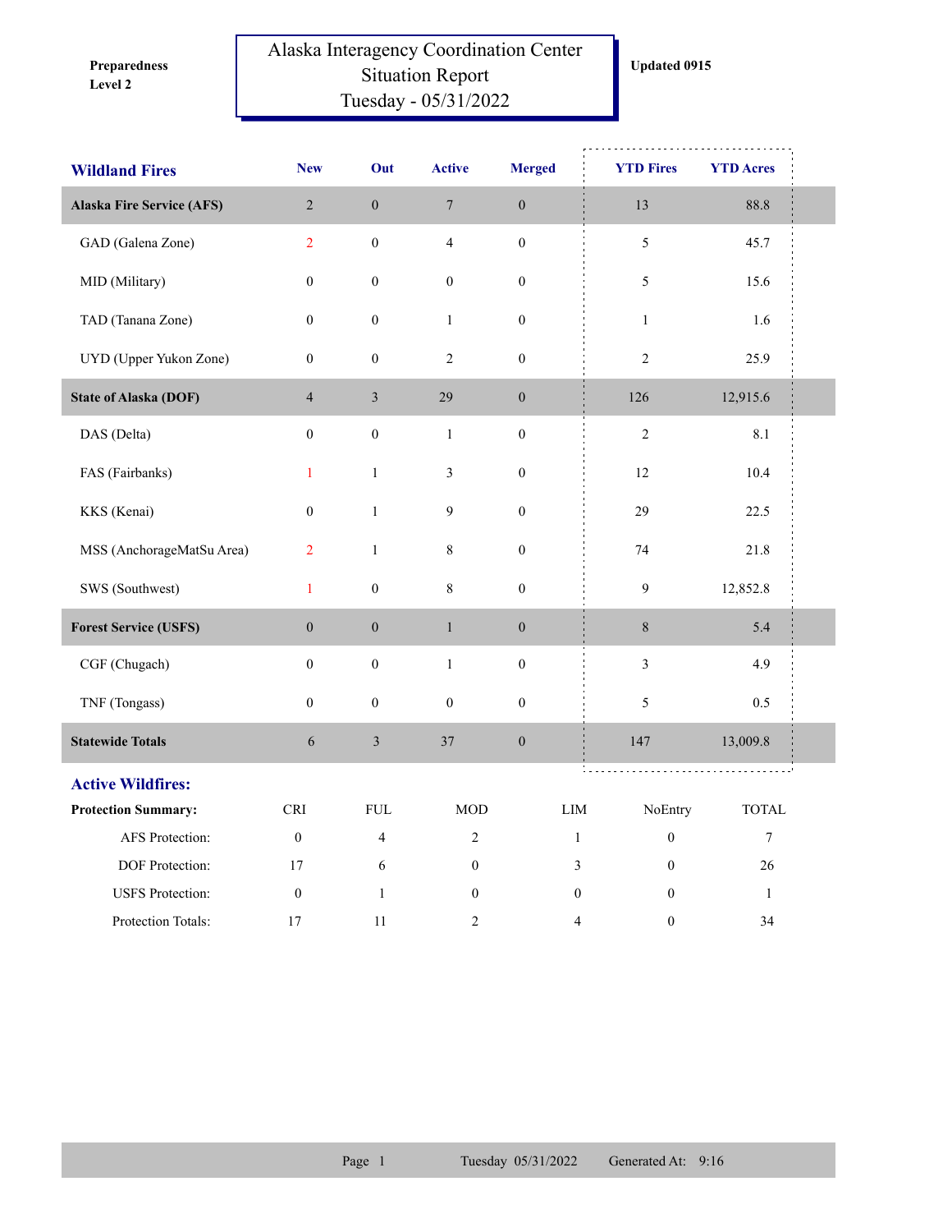**Preparedness Level 2**

# Alaska Interagency Coordination Center Situation Report Tuesday - 05/31/2022

**Updated 0915**

| Wildland Fires | New | Out | Active | Merged | YTD Fires | YTD Acres |
|---|---|---|---|---|---|---|
| **Alaska Fire Service (AFS)** | 2 | 0 | 7 | 0 | 13 | 88.8 |
| GAD (Galena Zone) | 2 | 0 | 4 | 0 | 5 | 45.7 |
| MID (Military) | 0 | 0 | 0 | 0 | 5 | 15.6 |
| TAD (Tanana Zone) | 0 | 0 | 1 | 0 | 1 | 1.6 |
| UYD (Upper Yukon Zone) | 0 | 0 | 2 | 0 | 2 | 25.9 |
| **State of Alaska (DOF)** | 4 | 3 | 29 | 0 | 126 | 12,915.6 |
| DAS (Delta) | 0 | 0 | 1 | 0 | 2 | 8.1 |
| FAS (Fairbanks) | 1 | 1 | 3 | 0 | 12 | 10.4 |
| KKS (Kenai) | 0 | 1 | 9 | 0 | 29 | 22.5 |
| MSS (AnchorageMatSu Area) | 2 | 1 | 8 | 0 | 74 | 21.8 |
| SWS (Southwest) | 1 | 0 | 8 | 0 | 9 | 12,852.8 |
| **Forest Service (USFS)** | 0 | 0 | 1 | 0 | 8 | 5.4 |
| CGF (Chugach) | 0 | 0 | 1 | 0 | 3 | 4.9 |
| TNF (Tongass) | 0 | 0 | 0 | 0 | 5 | 0.5 |
| **Statewide Totals** | 6 | 3 | 37 | 0 | 147 | 13,009.8 |

## Active Wildfires:

| **Protection Summary:** | CRI | FUL | MOD | LIM | NoEntry | TOTAL |
|---|---|---|---|---|---|---|
| AFS Protection: | 0 | 4 | 2 | 1 | 0 | 7 |
| DOF Protection: | 17 | 6 | 0 | 3 | 0 | 26 |
| USFS Protection: | 0 | 1 | 0 | 0 | 0 | 1 |
| Protection Totals: | 17 | 11 | 2 | 4 | 0 | 34 |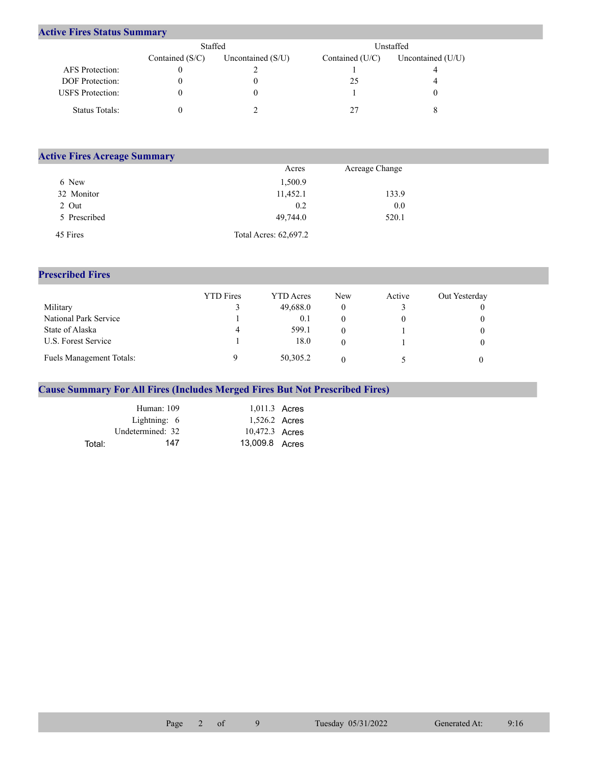## Active Fires Status Summary

| | Staffed | | Unstaffed | |
|---|---|---|---|---|
| | Contained (S/C) | Uncontained (S/U) | Contained (U/C) | Uncontained (U/U) |
| AFS Protection: | 0 | 2 | 1 | 4 |
| DOF Protection: | 0 | 0 | 25 | 4 |
| USFS Protection: | 0 | 0 | 1 | 0 |
| Status Totals: | 0 | 2 | 27 | 8 |

## Active Fires Acreage Summary

| | Acres | Acreage Change |
|---|---|---|
| 6 New | 1,500.9 | |
| 32 Monitor | 11,452.1 | 133.9 |
| 2 Out | 0.2 | 0.0 |
| 5 Prescribed | 49,744.0 | 520.1 |
| 45 Fires | Total Acres: 62,697.2 | |

## Prescribed Fires

| | YTD Fires | YTD Acres | New | Active | Out Yesterday |
|---|---|---|---|---|---|
| Military | 3 | 49,688.0 | 0 | 3 | 0 |
| National Park Service | 1 | 0.1 | 0 | 0 | 0 |
| State of Alaska | 4 | 599.1 | 0 | 1 | 0 |
| U.S. Forest Service | 1 | 18.0 | 0 | 1 | 0 |
| Fuels Management Totals: | 9 | 50,305.2 | 0 | 5 | 0 |

## Cause Summary For All Fires (Includes Merged Fires But Not Prescribed Fires)

| | | |
|---|---|---|
| Human: 109 | 1,011.3 | Acres |
| Lightning: 6 | 1,526.2 | Acres |
| Undetermined: 32 | 10,472.3 | Acres |
| Total: 147 | 13,009.8 | Acres |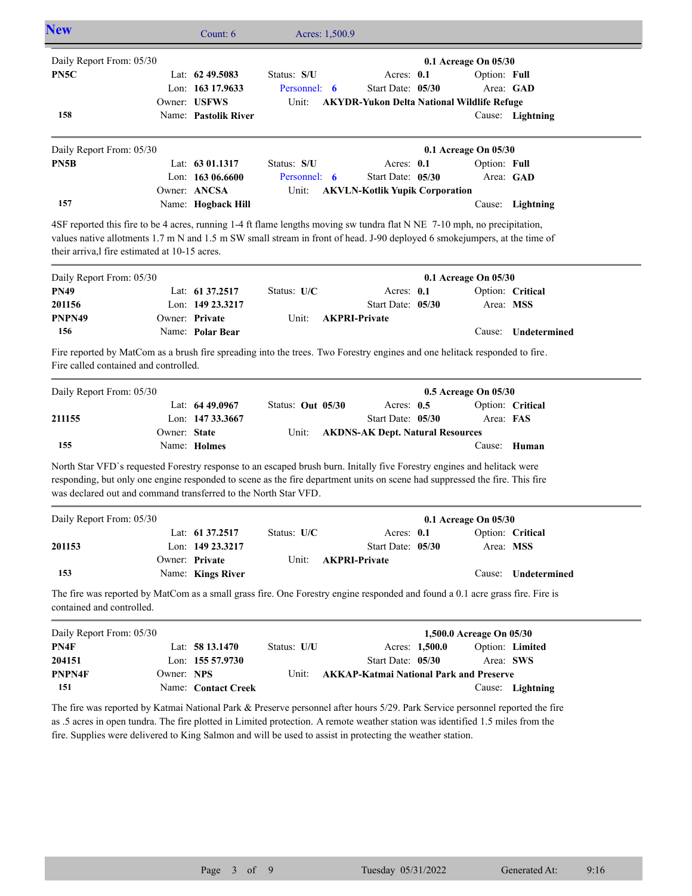## New — Count: 6 — Acres: 1,500.9

---

Daily Report From: 05/30 — **0.1 Acreage On 05/30**

**PN5C**
Lat: **62 49.5083** Status: **S/U** Acres: **0.1** Option: **Full**
Lon: **163 17.9633** Personnel: **6** Start Date: **05/30** Area: **GAD**
Owner: **USFWS** Unit: **AKYDR-Yukon Delta National Wildlife Refuge**
**158** Name: **Pastolik River** Cause: **Lightning**

---

Daily Report From: 05/30 — **0.1 Acreage On 05/30**

**PN5B**
Lat: **63 01.1317** Status: **S/U** Acres: **0.1** Option: **Full**
Lon: **163 06.6600** Personnel: **6** Start Date: **05/30** Area: **GAD**
Owner: **ANCSA** Unit: **AKVLN-Kotlik Yupik Corporation**
**157** Name: **Hogback Hill** Cause: **Lightning**

4SF reported this fire to be 4 acres, running 1-4 ft flame lengths moving sw tundra flat N NE 7-10 mph, no precipitation, values native allotments 1.7 m N and 1.5 m SW small stream in front of head. J-90 deployed 6 smokejumpers, at the time of their arriva,l fire estimated at 10-15 acres.

---

Daily Report From: 05/30 — **0.1 Acreage On 05/30**

**PN49**
**201156**
**PNPN49**
Lat: **61 37.2517** Status: **U/C** Acres: **0.1** Option: **Critical**
Lon: **149 23.3217** Start Date: **05/30** Area: **MSS**
Owner: **Private** Unit: **AKPRI-Private**
**156** Name: **Polar Bear** Cause: **Undetermined**

Fire reported by MatCom as a brush fire spreading into the trees. Two Forestry engines and one helitack responded to fire. Fire called contained and controlled.

---

Daily Report From: 05/30 — **0.5 Acreage On 05/30**

**211155**
Lat: **64 49.0967** Status: **Out 05/30** Acres: **0.5** Option: **Critical**
Lon: **147 33.3667** Start Date: **05/30** Area: **FAS**
Owner: **State** Unit: **AKDNS-AK Dept. Natural Resources**
**155** Name: **Holmes** Cause: **Human**

North Star VFD`s requested Forestry response to an escaped brush burn. Initally five Forestry engines and helitack were responding, but only one engine responded to scene as the fire department units on scene had suppressed the fire. This fire was declared out and command transferred to the North Star VFD.

---

Daily Report From: 05/30 — **0.1 Acreage On 05/30**

**201153**
Lat: **61 37.2517** Status: **U/C** Acres: **0.1** Option: **Critical**
Lon: **149 23.3217** Start Date: **05/30** Area: **MSS**
Owner: **Private** Unit: **AKPRI-Private**
**153** Name: **Kings River** Cause: **Undetermined**

The fire was reported by MatCom as a small grass fire. One Forestry engine responded and found a 0.1 acre grass fire. Fire is contained and controlled.

---

Daily Report From: 05/30 — **1,500.0 Acreage On 05/30**

**PN4F**
**204151**
**PNPN4F**
Lat: **58 13.1470** Status: **U/U** Acres: **1,500.0** Option: **Limited**
Lon: **155 57.9730** Start Date: **05/30** Area: **SWS**
Owner: **NPS** Unit: **AKKAP-Katmai National Park and Preserve**
**151** Name: **Contact Creek** Cause: **Lightning**

The fire was reported by Katmai National Park & Preserve personnel after hours 5/29. Park Service personnel reported the fire as .5 acres in open tundra. The fire plotted in Limited protection. A remote weather station was identified 1.5 miles from the fire. Supplies were delivered to King Salmon and will be used to assist in protecting the weather station.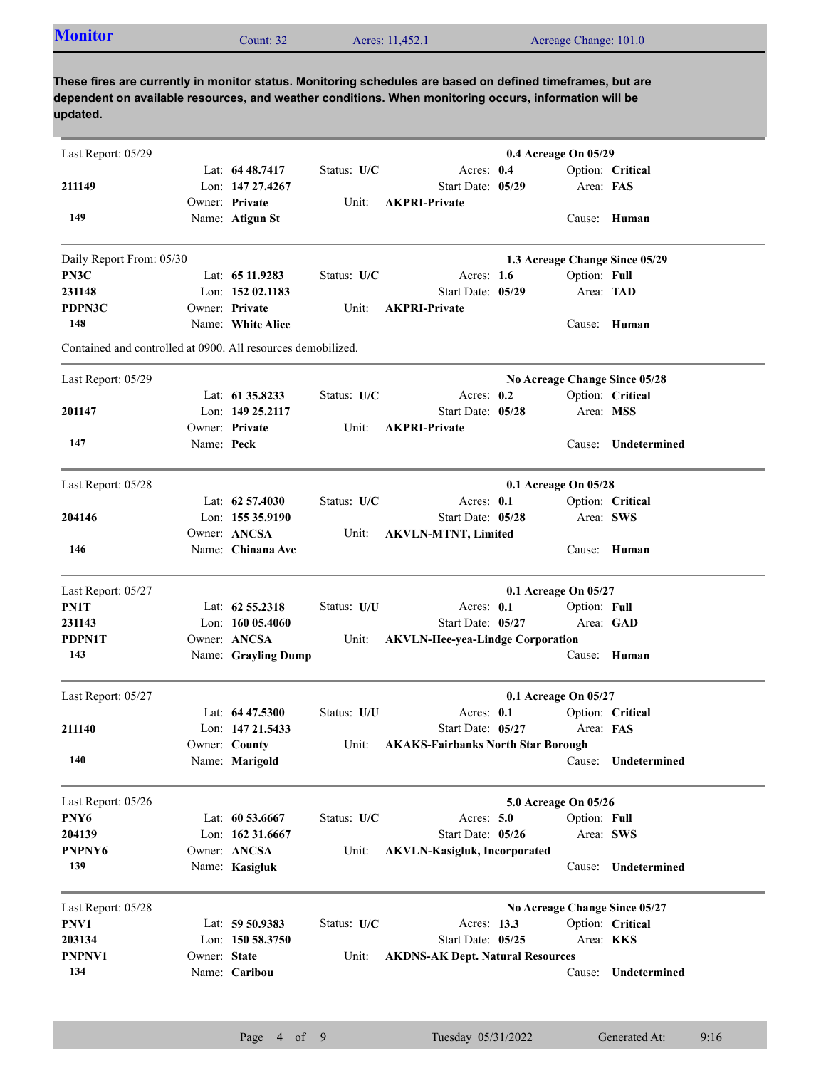## Monitor

Count: 32 | Acres: 11,452.1 | Acreage Change: 101.0

**These fires are currently in monitor status. Monitoring schedules are based on defined timeframes, but are dependent on available resources, and weather conditions. When monitoring occurs, information will be updated.**

---

Last Report: 05/29 — **0.4 Acreage On 05/29**

| | | | | |
|---|---|---|---|---|
| | Lat: **64 48.7417** | Status: **U/C** | Acres: **0.4** | Option: **Critical** |
| **211149** | Lon: **147 27.4267** | | Start Date: **05/29** | Area: **FAS** |
| | Owner: **Private** | Unit: **AKPRI-Private** | | |
| **149** | Name: **Atigun St** | | | Cause: **Human** |

---

Daily Report From: 05/30 — **1.3 Acreage Change Since 05/29**

| | | | | |
|---|---|---|---|---|
| **PN3C** | Lat: **65 11.9283** | Status: **U/C** | Acres: **1.6** | Option: **Full** |
| **231148** | Lon: **152 02.1183** | | Start Date: **05/29** | Area: **TAD** |
| **PDPN3C** | Owner: **Private** | Unit: **AKPRI-Private** | | |
| **148** | Name: **White Alice** | | | Cause: **Human** |

Contained and controlled at 0900. All resources demobilized.

---

Last Report: 05/29 — **No Acreage Change Since 05/28**

| | | | | |
|---|---|---|---|---|
| | Lat: **61 35.8233** | Status: **U/C** | Acres: **0.2** | Option: **Critical** |
| **201147** | Lon: **149 25.2117** | | Start Date: **05/28** | Area: **MSS** |
| | Owner: **Private** | Unit: **AKPRI-Private** | | |
| **147** | Name: **Peck** | | | Cause: **Undetermined** |

---

Last Report: 05/28 — **0.1 Acreage On 05/28**

| | | | | |
|---|---|---|---|---|
| | Lat: **62 57.4030** | Status: **U/C** | Acres: **0.1** | Option: **Critical** |
| **204146** | Lon: **155 35.9190** | | Start Date: **05/28** | Area: **SWS** |
| | Owner: **ANCSA** | Unit: **AKVLN-MTNT, Limited** | | |
| **146** | Name: **Chinana Ave** | | | Cause: **Human** |

---

Last Report: 05/27 — **0.1 Acreage On 05/27**

| | | | | |
|---|---|---|---|---|
| **PN1T** | Lat: **62 55.2318** | Status: **U/U** | Acres: **0.1** | Option: **Full** |
| **231143** | Lon: **160 05.4060** | | Start Date: **05/27** | Area: **GAD** |
| **PDPN1T** | Owner: **ANCSA** | Unit: **AKVLN-Hee-yea-Lindge Corporation** | | |
| **143** | Name: **Grayling Dump** | | | Cause: **Human** |

---

Last Report: 05/27 — **0.1 Acreage On 05/27**

| | | | | |
|---|---|---|---|---|
| | Lat: **64 47.5300** | Status: **U/U** | Acres: **0.1** | Option: **Critical** |
| **211140** | Lon: **147 21.5433** | | Start Date: **05/27** | Area: **FAS** |
| | Owner: **County** | Unit: **AKAKS-Fairbanks North Star Borough** | | |
| **140** | Name: **Marigold** | | | Cause: **Undetermined** |

---

Last Report: 05/26 — **5.0 Acreage On 05/26**

| | | | | |
|---|---|---|---|---|
| **PNY6** | Lat: **60 53.6667** | Status: **U/C** | Acres: **5.0** | Option: **Full** |
| **204139** | Lon: **162 31.6667** | | Start Date: **05/26** | Area: **SWS** |
| **PNPNY6** | Owner: **ANCSA** | Unit: **AKVLN-Kasigluk, Incorporated** | | |
| **139** | Name: **Kasigluk** | | | Cause: **Undetermined** |

---

Last Report: 05/28 — **No Acreage Change Since 05/27**

| | | | | |
|---|---|---|---|---|
| **PNV1** | Lat: **59 50.9383** | Status: **U/C** | Acres: **13.3** | Option: **Critical** |
| **203134** | Lon: **150 58.3750** | | Start Date: **05/25** | Area: **KKS** |
| **PNPNV1** | Owner: **State** | Unit: **AKDNS-AK Dept. Natural Resources** | | |
| **134** | Name: **Caribou** | | | Cause: **Undetermined** |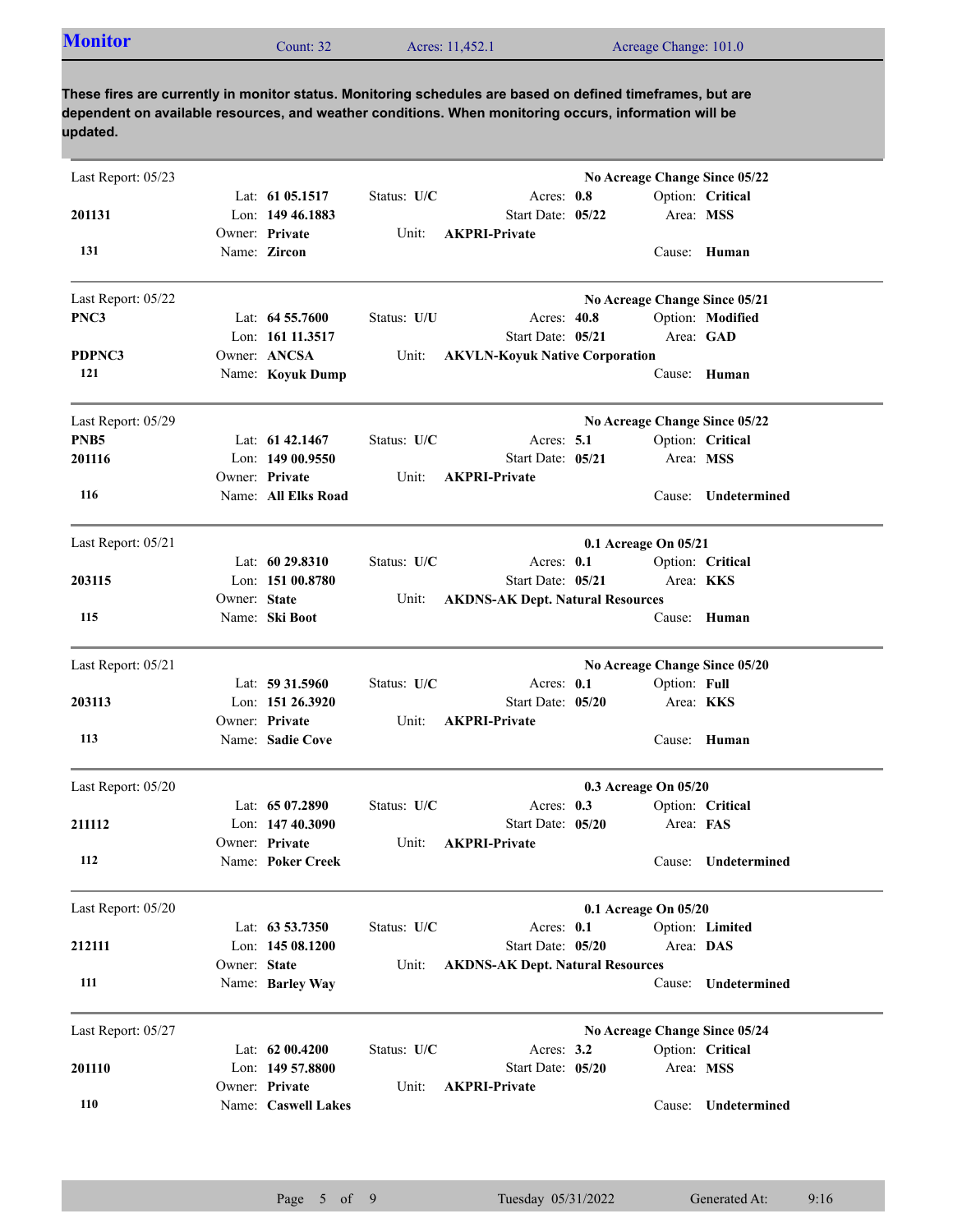## Monitor

Count: 32 | Acres: 11,452.1 | Acreage Change: 101.0

**These fires are currently in monitor status. Monitoring schedules are based on defined timeframes, but are dependent on available resources, and weather conditions. When monitoring occurs, information will be updated.**

---

Last Report: 05/23 — **No Acreage Change Since 05/22**

**201131**
**131**

- Lat: **61 05.1517**
- Lon: **149 46.1883**
- Owner: **Private**
- Name: **Zircon**
- Status: **U/C**
- Acres: **0.8**
- Start Date: **05/22**
- Unit: **AKPRI-Private**
- Option: **Critical**
- Area: **MSS**
- Cause: **Human**

---

Last Report: 05/22 — **No Acreage Change Since 05/21**

**PNC3**
**PDPNC3**
**121**

- Lat: **64 55.7600**
- Lon: **161 11.3517**
- Owner: **ANCSA**
- Name: **Koyuk Dump**
- Status: **U/U**
- Acres: **40.8**
- Start Date: **05/21**
- Unit: **AKVLN-Koyuk Native Corporation**
- Option: **Modified**
- Area: **GAD**
- Cause: **Human**

---

Last Report: 05/29 — **No Acreage Change Since 05/22**

**PNB5**
**201116**
**116**

- Lat: **61 42.1467**
- Lon: **149 00.9550**
- Owner: **Private**
- Name: **All Elks Road**
- Status: **U/C**
- Acres: **5.1**
- Start Date: **05/21**
- Unit: **AKPRI-Private**
- Option: **Critical**
- Area: **MSS**
- Cause: **Undetermined**

---

Last Report: 05/21 — **0.1 Acreage On 05/21**

**203115**
**115**

- Lat: **60 29.8310**
- Lon: **151 00.8780**
- Owner: **State**
- Name: **Ski Boot**
- Status: **U/C**
- Acres: **0.1**
- Start Date: **05/21**
- Unit: **AKDNS-AK Dept. Natural Resources**
- Option: **Critical**
- Area: **KKS**
- Cause: **Human**

---

Last Report: 05/21 — **No Acreage Change Since 05/20**

**203113**
**113**

- Lat: **59 31.5960**
- Lon: **151 26.3920**
- Owner: **Private**
- Name: **Sadie Cove**
- Status: **U/C**
- Acres: **0.1**
- Start Date: **05/20**
- Unit: **AKPRI-Private**
- Option: **Full**
- Area: **KKS**
- Cause: **Human**

---

Last Report: 05/20 — **0.3 Acreage On 05/20**

**211112**
**112**

- Lat: **65 07.2890**
- Lon: **147 40.3090**
- Owner: **Private**
- Name: **Poker Creek**
- Status: **U/C**
- Acres: **0.3**
- Start Date: **05/20**
- Unit: **AKPRI-Private**
- Option: **Critical**
- Area: **FAS**
- Cause: **Undetermined**

---

Last Report: 05/20 — **0.1 Acreage On 05/20**

**212111**
**111**

- Lat: **63 53.7350**
- Lon: **145 08.1200**
- Owner: **State**
- Name: **Barley Way**
- Status: **U/C**
- Acres: **0.1**
- Start Date: **05/20**
- Unit: **AKDNS-AK Dept. Natural Resources**
- Option: **Limited**
- Area: **DAS**
- Cause: **Undetermined**

---

Last Report: 05/27 — **No Acreage Change Since 05/24**

**201110**
**110**

- Lat: **62 00.4200**
- Lon: **149 57.8800**
- Owner: **Private**
- Name: **Caswell Lakes**
- Status: **U/C**
- Acres: **3.2**
- Start Date: **05/20**
- Unit: **AKPRI-Private**
- Option: **Critical**
- Area: **MSS**
- Cause: **Undetermined**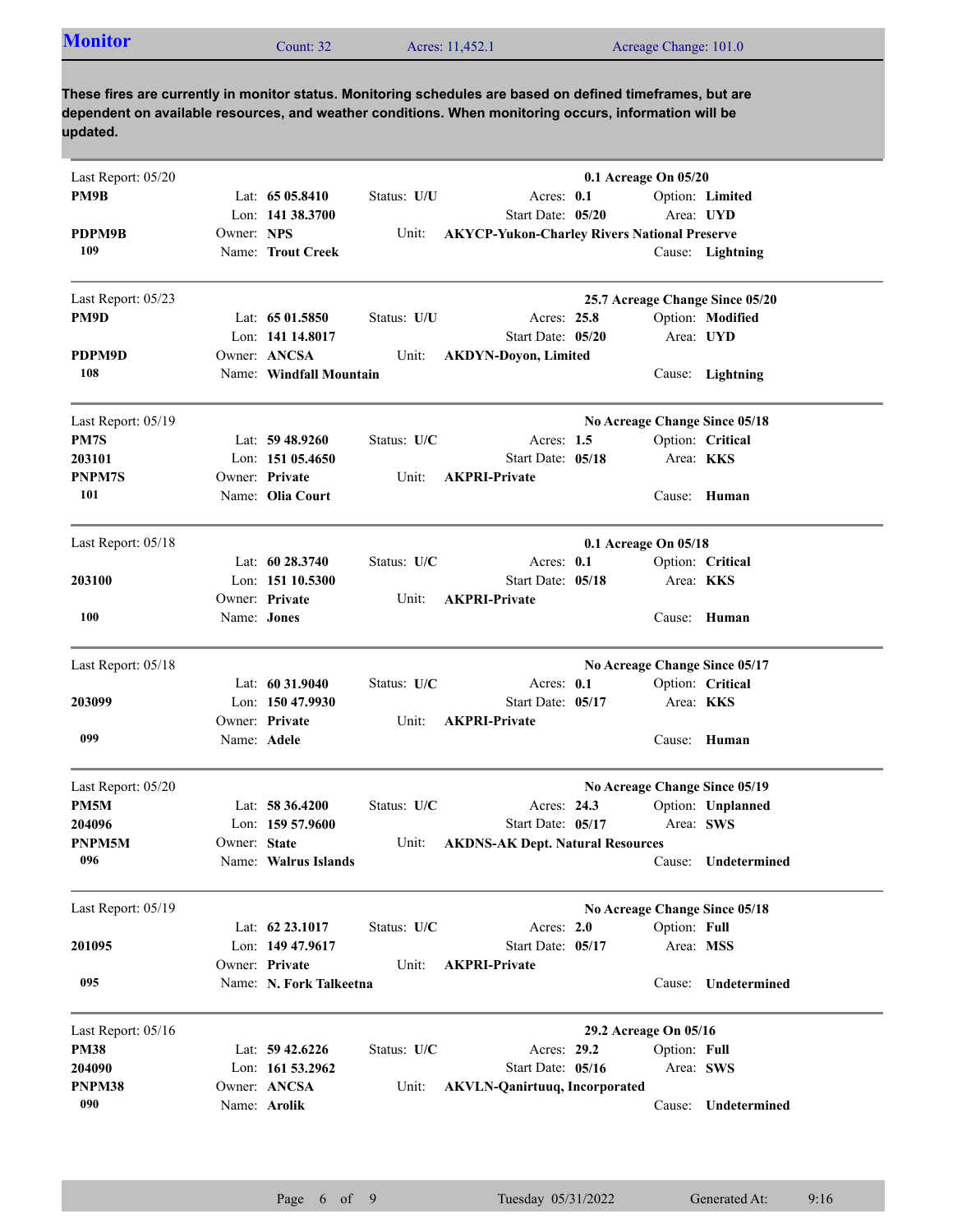## Monitor

Count: 32 Acres: 11,452.1 Acreage Change: 101.0

**These fires are currently in monitor status. Monitoring schedules are based on defined timeframes, but are dependent on available resources, and weather conditions. When monitoring occurs, information will be updated.**

---

Last Report: 05/20 — **0.1 Acreage On 05/20**

**PM9B**
**PDPM9B**
**109**

| | | | |
|---|---|---|---|
| Lat: **65 05.8410** | Status: **U/U** | Acres: **0.1** | Option: **Limited** |
| Lon: **141 38.3700** | | Start Date: **05/20** | Area: **UYD** |
| Owner: **NPS** | Unit: **AKYCP-Yukon-Charley Rivers National Preserve** | | |
| Name: **Trout Creek** | | | Cause: **Lightning** |

---

Last Report: 05/23 — **25.7 Acreage Change Since 05/20**

**PM9D**
**PDPM9D**
**108**

| | | | |
|---|---|---|---|
| Lat: **65 01.5850** | Status: **U/U** | Acres: **25.8** | Option: **Modified** |
| Lon: **141 14.8017** | | Start Date: **05/20** | Area: **UYD** |
| Owner: **ANCSA** | Unit: **AKDYN-Doyon, Limited** | | |
| Name: **Windfall Mountain** | | | Cause: **Lightning** |

---

Last Report: 05/19 — **No Acreage Change Since 05/18**

**PM7S**
**203101**
**PNPM7S**
**101**

| | | | |
|---|---|---|---|
| Lat: **59 48.9260** | Status: **U/C** | Acres: **1.5** | Option: **Critical** |
| Lon: **151 05.4650** | | Start Date: **05/18** | Area: **KKS** |
| Owner: **Private** | Unit: **AKPRI-Private** | | |
| Name: **Olia Court** | | | Cause: **Human** |

---

Last Report: 05/18 — **0.1 Acreage On 05/18**

**203100**
**100**

| | | | |
|---|---|---|---|
| Lat: **60 28.3740** | Status: **U/C** | Acres: **0.1** | Option: **Critical** |
| Lon: **151 10.5300** | | Start Date: **05/18** | Area: **KKS** |
| Owner: **Private** | Unit: **AKPRI-Private** | | |
| Name: **Jones** | | | Cause: **Human** |

---

Last Report: 05/18 — **No Acreage Change Since 05/17**

**203099**
**099**

| | | | |
|---|---|---|---|
| Lat: **60 31.9040** | Status: **U/C** | Acres: **0.1** | Option: **Critical** |
| Lon: **150 47.9930** | | Start Date: **05/17** | Area: **KKS** |
| Owner: **Private** | Unit: **AKPRI-Private** | | |
| Name: **Adele** | | | Cause: **Human** |

---

Last Report: 05/20 — **No Acreage Change Since 05/19**

**PM5M**
**204096**
**PNPM5M**
**096**

| | | | |
|---|---|---|---|
| Lat: **58 36.4200** | Status: **U/C** | Acres: **24.3** | Option: **Unplanned** |
| Lon: **159 57.9600** | | Start Date: **05/17** | Area: **SWS** |
| Owner: **State** | Unit: **AKDNS-AK Dept. Natural Resources** | | |
| Name: **Walrus Islands** | | | Cause: **Undetermined** |

---

Last Report: 05/19 — **No Acreage Change Since 05/18**

**201095**
**095**

| | | | |
|---|---|---|---|
| Lat: **62 23.1017** | Status: **U/C** | Acres: **2.0** | Option: **Full** |
| Lon: **149 47.9617** | | Start Date: **05/17** | Area: **MSS** |
| Owner: **Private** | Unit: **AKPRI-Private** | | |
| Name: **N. Fork Talkeetna** | | | Cause: **Undetermined** |

---

Last Report: 05/16 — **29.2 Acreage On 05/16**

**PM38**
**204090**
**PNPM38**
**090**

| | | | |
|---|---|---|---|
| Lat: **59 42.6226** | Status: **U/C** | Acres: **29.2** | Option: **Full** |
| Lon: **161 53.2962** | | Start Date: **05/16** | Area: **SWS** |
| Owner: **ANCSA** | Unit: **AKVLN-Qanirtuuq, Incorporated** | | |
| Name: **Arolik** | | | Cause: **Undetermined** |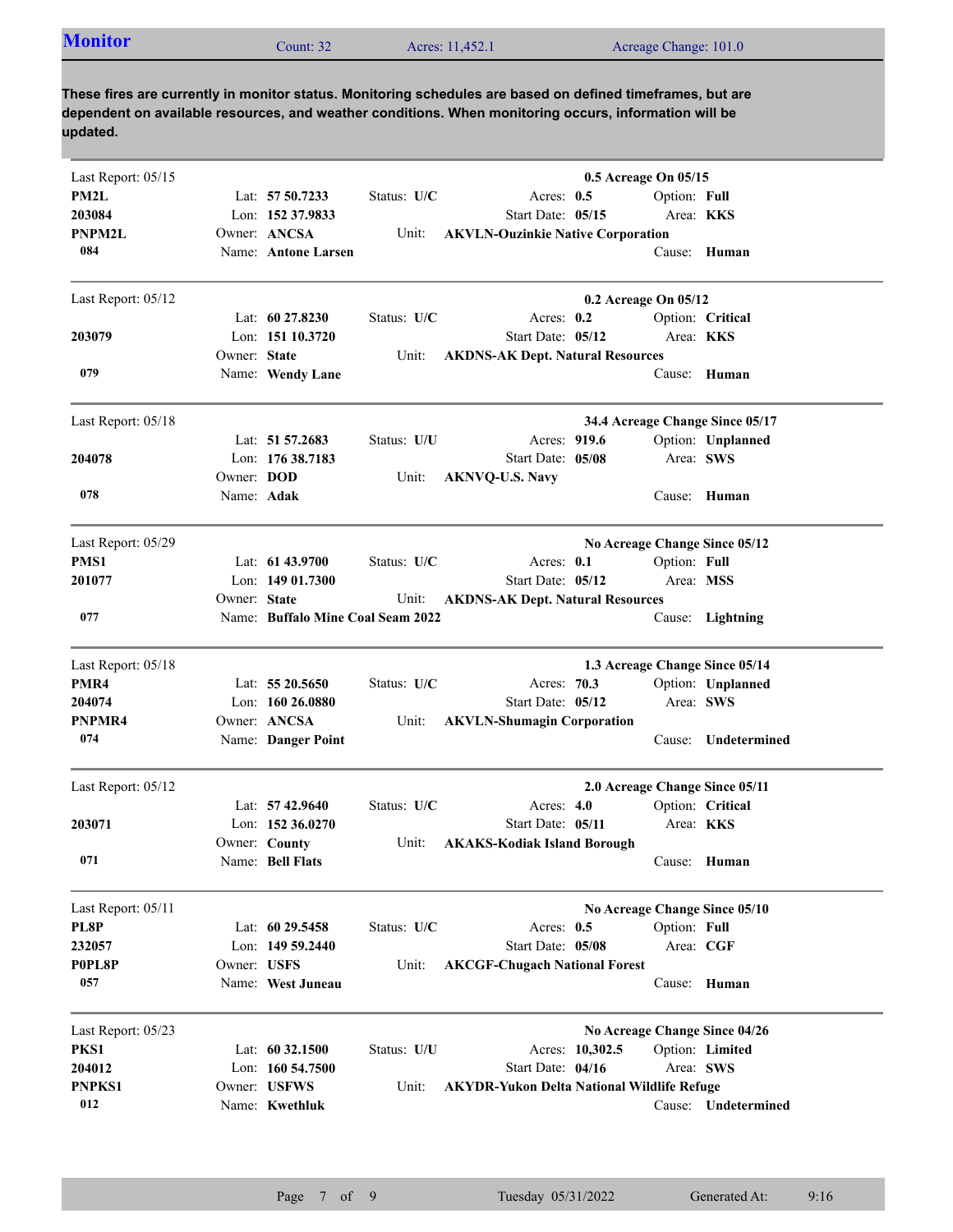## Monitor

Count: 32 | Acres: 11,452.1 | Acreage Change: 101.0

**These fires are currently in monitor status. Monitoring schedules are based on defined timeframes, but are dependent on available resources, and weather conditions. When monitoring occurs, information will be updated.**

---

Last Report: 05/15 — **0.5 Acreage On 05/15**

**PM2L**
**203084**
**PNPM2L**
**084**

Lat: **57 50.7233** | Status: **U/C** | Acres: **0.5** | Option: **Full**
Lon: **152 37.9833** | Start Date: **05/15** | Area: **KKS**
Owner: **ANCSA** | Unit: **AKVLN-Ouzinkie Native Corporation**
Name: **Antone Larsen** | Cause: **Human**

---

Last Report: 05/12 — **0.2 Acreage On 05/12**

**203079**
**079**

Lat: **60 27.8230** | Status: **U/C** | Acres: **0.2** | Option: **Critical**
Lon: **151 10.3720** | Start Date: **05/12** | Area: **KKS**
Owner: **State** | Unit: **AKDNS-AK Dept. Natural Resources**
Name: **Wendy Lane** | Cause: **Human**

---

Last Report: 05/18 — **34.4 Acreage Change Since 05/17**

**204078**
**078**

Lat: **51 57.2683** | Status: **U/U** | Acres: **919.6** | Option: **Unplanned**
Lon: **176 38.7183** | Start Date: **05/08** | Area: **SWS**
Owner: **DOD** | Unit: **AKNVQ-U.S. Navy**
Name: **Adak** | Cause: **Human**

---

Last Report: 05/29 — **No Acreage Change Since 05/12**

**PMS1**
**201077**
**077**

Lat: **61 43.9700** | Status: **U/C** | Acres: **0.1** | Option: **Full**
Lon: **149 01.7300** | Start Date: **05/12** | Area: **MSS**
Owner: **State** | Unit: **AKDNS-AK Dept. Natural Resources**
Name: **Buffalo Mine Coal Seam 2022** | Cause: **Lightning**

---

Last Report: 05/18 — **1.3 Acreage Change Since 05/14**

**PMR4**
**204074**
**PNPMR4**
**074**

Lat: **55 20.5650** | Status: **U/C** | Acres: **70.3** | Option: **Unplanned**
Lon: **160 26.0880** | Start Date: **05/12** | Area: **SWS**
Owner: **ANCSA** | Unit: **AKVLN-Shumagin Corporation**
Name: **Danger Point** | Cause: **Undetermined**

---

Last Report: 05/12 — **2.0 Acreage Change Since 05/11**

**203071**
**071**

Lat: **57 42.9640** | Status: **U/C** | Acres: **4.0** | Option: **Critical**
Lon: **152 36.0270** | Start Date: **05/11** | Area: **KKS**
Owner: **County** | Unit: **AKAKS-Kodiak Island Borough**
Name: **Bell Flats** | Cause: **Human**

---

Last Report: 05/11 — **No Acreage Change Since 05/10**

**PL8P**
**232057**
**P0PL8P**
**057**

Lat: **60 29.5458** | Status: **U/C** | Acres: **0.5** | Option: **Full**
Lon: **149 59.2440** | Start Date: **05/08** | Area: **CGF**
Owner: **USFS** | Unit: **AKCGF-Chugach National Forest**
Name: **West Juneau** | Cause: **Human**

---

Last Report: 05/23 — **No Acreage Change Since 04/26**

**PKS1**
**204012**
**PNPKS1**
**012**

Lat: **60 32.1500** | Status: **U/U** | Acres: **10,302.5** | Option: **Limited**
Lon: **160 54.7500** | Start Date: **04/16** | Area: **SWS**
Owner: **USFWS** | Unit: **AKYDR-Yukon Delta National Wildlife Refuge**
Name: **Kwethluk** | Cause: **Undetermined**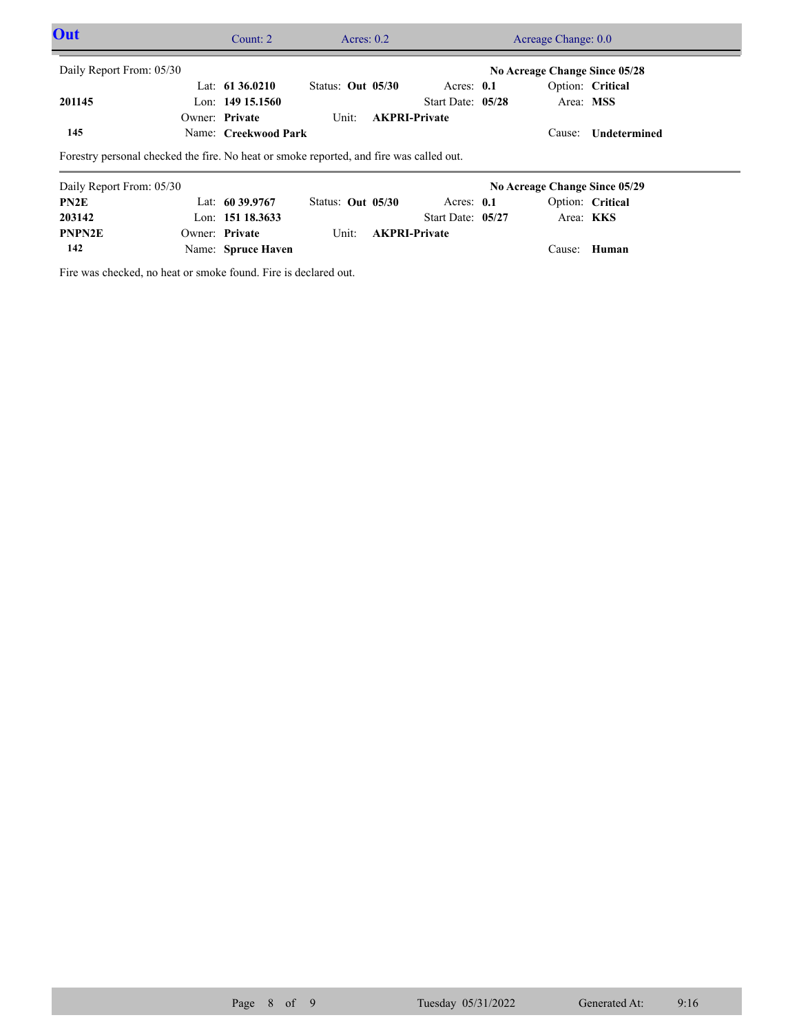## Out

Count: 2 | Acres: 0.2 | Acreage Change: 0.0

---

Daily Report From: 05/30 — **No Acreage Change Since 05/28**

| | | | | |
|---|---|---|---|---|
| | Lat: **61 36.0210** | Status: **Out 05/30** | Acres: **0.1** | Option: **Critical** |
| **201145** | Lon: **149 15.1560** | | Start Date: **05/28** | Area: **MSS** |
| | Owner: **Private** | Unit: **AKPRI-Private** | | |
| **145** | Name: **Creekwood Park** | | | Cause: **Undetermined** |

Forestry personal checked the fire. No heat or smoke reported, and fire was called out.

---

Daily Report From: 05/30 — **No Acreage Change Since 05/29**

| | | | | |
|---|---|---|---|---|
| **PN2E** | Lat: **60 39.9767** | Status: **Out 05/30** | Acres: **0.1** | Option: **Critical** |
| **203142** | Lon: **151 18.3633** | | Start Date: **05/27** | Area: **KKS** |
| **PNPN2E** | Owner: **Private** | Unit: **AKPRI-Private** | | |
| **142** | Name: **Spruce Haven** | | | Cause: **Human** |

Fire was checked, no heat or smoke found. Fire is declared out.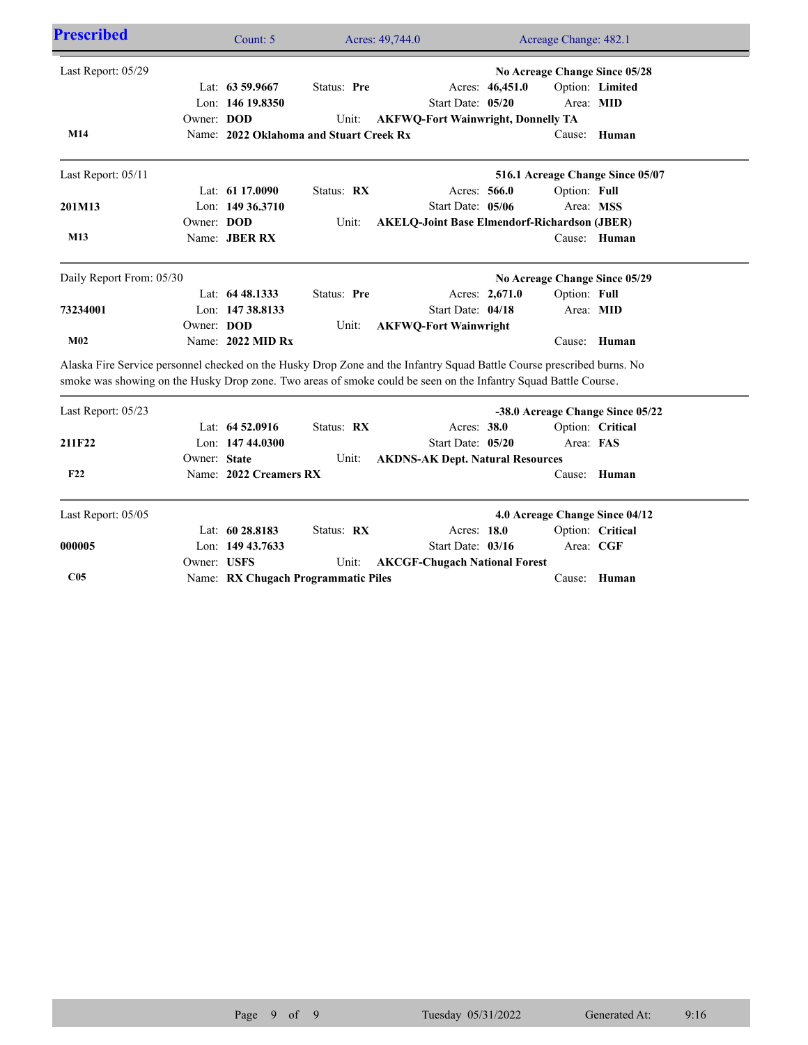## Prescribed

Count: 5 | Acres: 49,744.0 | Acreage Change: 482.1

---

Last Report: 05/29 — **No Acreage Change Since 05/28**

| | | | | | |
|---|---|---|---|---|---|
| | Lat: **63 59.9667** | Status: **Pre** | Acres: **46,451.0** | Option: **Limited** | |
| | Lon: **146 19.8350** | | Start Date: **05/20** | Area: **MID** | |
| | Owner: **DOD** | Unit: **AKFWQ-Fort Wainwright, Donnelly TA** | | | |
| **M14** | Name: **2022 Oklahoma and Stuart Creek Rx** | | | Cause: **Human** | |

---

Last Report: 05/11 — **516.1 Acreage Change Since 05/07**

| | | | | | |
|---|---|---|---|---|---|
| | Lat: **61 17.0090** | Status: **RX** | Acres: **566.0** | Option: **Full** | |
| **201M13** | Lon: **149 36.3710** | | Start Date: **05/06** | Area: **MSS** | |
| | Owner: **DOD** | Unit: **AKELQ-Joint Base Elmendorf-Richardson (JBER)** | | | |
| **M13** | Name: **JBER RX** | | | Cause: **Human** | |

---

Daily Report From: 05/30 — **No Acreage Change Since 05/29**

| | | | | | |
|---|---|---|---|---|---|
| | Lat: **64 48.1333** | Status: **Pre** | Acres: **2,671.0** | Option: **Full** | |
| **73234001** | Lon: **147 38.8133** | | Start Date: **04/18** | Area: **MID** | |
| | Owner: **DOD** | Unit: **AKFWQ-Fort Wainwright** | | | |
| **M02** | Name: **2022 MID Rx** | | | Cause: **Human** | |

Alaska Fire Service personnel checked on the Husky Drop Zone and the Infantry Squad Battle Course prescribed burns. No smoke was showing on the Husky Drop zone. Two areas of smoke could be seen on the Infantry Squad Battle Course.

---

Last Report: 05/23 — **-38.0 Acreage Change Since 05/22**

| | | | | | |
|---|---|---|---|---|---|
| | Lat: **64 52.0916** | Status: **RX** | Acres: **38.0** | Option: **Critical** | |
| **211F22** | Lon: **147 44.0300** | | Start Date: **05/20** | Area: **FAS** | |
| | Owner: **State** | Unit: **AKDNS-AK Dept. Natural Resources** | | | |
| **F22** | Name: **2022 Creamers RX** | | | Cause: **Human** | |

---

Last Report: 05/05 — **4.0 Acreage Change Since 04/12**

| | | | | | |
|---|---|---|---|---|---|
| | Lat: **60 28.8183** | Status: **RX** | Acres: **18.0** | Option: **Critical** | |
| **000005** | Lon: **149 43.7633** | | Start Date: **03/16** | Area: **CGF** | |
| | Owner: **USFS** | Unit: **AKCGF-Chugach National Forest** | | | |
| **C05** | Name: **RX Chugach Programmatic Piles** | | | Cause: **Human** | |

Tuesday 05/31/2022 — Generated At: 9:16